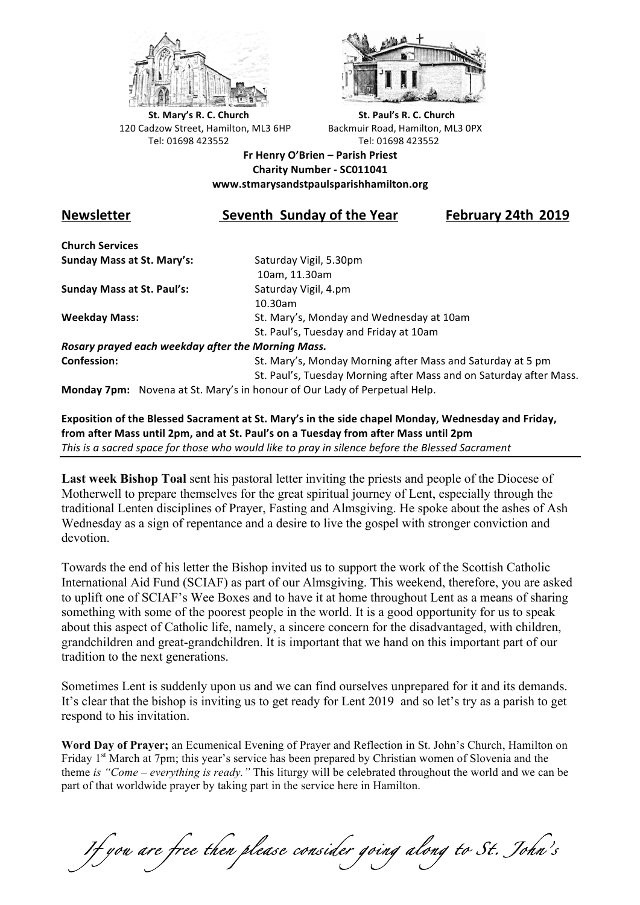**St. Mary's R. C. Church**
120 Cadzow Street, Hamilton, ML3 6HP
Tel: 01698 423552

**St. Paul's R. C. Church**
Backmuir Road, Hamilton, ML3 0PX
Tel: 01698 423552

**Fr Henry O'Brien – Parish Priest**
**Charity Number - SC011041**
**www.stmarysandstpaulsparishhamilton.org**

## Newsletter — Seventh Sunday of the Year — February 24th 2019

**Church Services**

| | |
|---|---|
| **Sunday Mass at St. Mary's:** | Saturday Vigil, 5.30pm |
| | 10am, 11.30am |
| **Sunday Mass at St. Paul's:** | Saturday Vigil, 4.pm |
| | 10.30am |
| **Weekday Mass:** | St. Mary's, Monday and Wednesday at 10am |
| | St. Paul's, Tuesday and Friday at 10am |

***Rosary prayed each weekday after the Morning Mass.***

| | |
|---|---|
| **Confession:** | St. Mary's, Monday Morning after Mass and Saturday at 5 pm |
| | St. Paul's, Tuesday Morning after Mass and on Saturday after Mass. |

**Monday 7pm:** Novena at St. Mary's in honour of Our Lady of Perpetual Help.

**Exposition of the Blessed Sacrament at St. Mary's in the side chapel Monday, Wednesday and Friday, from after Mass until 2pm, and at St. Paul's on a Tuesday from after Mass until 2pm**
*This is a sacred space for those who would like to pray in silence before the Blessed Sacrament*

---

**Last week Bishop Toal** sent his pastoral letter inviting the priests and people of the Diocese of Motherwell to prepare themselves for the great spiritual journey of Lent, especially through the traditional Lenten disciplines of Prayer, Fasting and Almsgiving. He spoke about the ashes of Ash Wednesday as a sign of repentance and a desire to live the gospel with stronger conviction and devotion.

Towards the end of his letter the Bishop invited us to support the work of the Scottish Catholic International Aid Fund (SCIAF) as part of our Almsgiving. This weekend, therefore, you are asked to uplift one of SCIAF's Wee Boxes and to have it at home throughout Lent as a means of sharing something with some of the poorest people in the world. It is a good opportunity for us to speak about this aspect of Catholic life, namely, a sincere concern for the disadvantaged, with children, grandchildren and great-grandchildren. It is important that we hand on this important part of our tradition to the next generations.

Sometimes Lent is suddenly upon us and we can find ourselves unprepared for it and its demands. It's clear that the bishop is inviting us to get ready for Lent 2019 and so let's try as a parish to get respond to his invitation.

**Word Day of Prayer;** an Ecumenical Evening of Prayer and Reflection in St. John's Church, Hamilton on Friday 1st March at 7pm; this year's service has been prepared by Christian women of Slovenia and the theme *is "Come – everything is ready."* This liturgy will be celebrated throughout the world and we can be part of that worldwide prayer by taking part in the service here in Hamilton.

*If you are free then please consider going along to St. John's*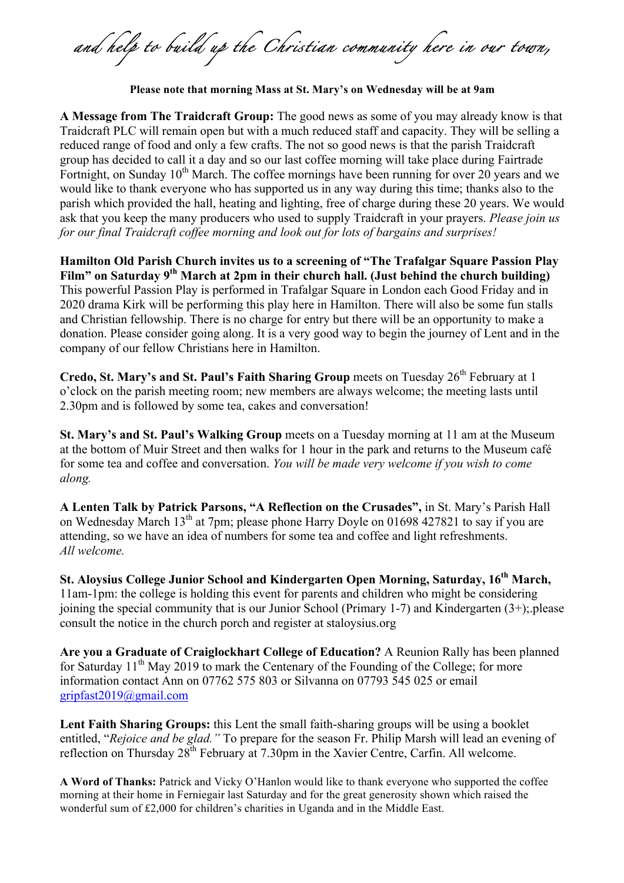*and help to build up the Christian community here in our town,*

**Please note that morning Mass at St. Mary's on Wednesday will be at 9am**

**A Message from The Traidcraft Group:** The good news as some of you may already know is that Traidcraft PLC will remain open but with a much reduced staff and capacity. They will be selling a reduced range of food and only a few crafts. The not so good news is that the parish Traidcraft group has decided to call it a day and so our last coffee morning will take place during Fairtrade Fortnight, on Sunday 10th March. The coffee mornings have been running for over 20 years and we would like to thank everyone who has supported us in any way during this time; thanks also to the parish which provided the hall, heating and lighting, free of charge during these 20 years. We would ask that you keep the many producers who used to supply Traidcraft in your prayers. *Please join us for our final Traidcraft coffee morning and look out for lots of bargains and surprises!*

**Hamilton Old Parish Church invites us to a screening of "The Trafalgar Square Passion Play Film" on Saturday 9th March at 2pm in their church hall. (Just behind the church building)** This powerful Passion Play is performed in Trafalgar Square in London each Good Friday and in 2020 drama Kirk will be performing this play here in Hamilton. There will also be some fun stalls and Christian fellowship. There is no charge for entry but there will be an opportunity to make a donation. Please consider going along. It is a very good way to begin the journey of Lent and in the company of our fellow Christians here in Hamilton.

**Credo, St. Mary's and St. Paul's Faith Sharing Group** meets on Tuesday 26th February at 1 o'clock on the parish meeting room; new members are always welcome; the meeting lasts until 2.30pm and is followed by some tea, cakes and conversation!

**St. Mary's and St. Paul's Walking Group** meets on a Tuesday morning at 11 am at the Museum at the bottom of Muir Street and then walks for 1 hour in the park and returns to the Museum café for some tea and coffee and conversation. *You will be made very welcome if you wish to come along.*

**A Lenten Talk by Patrick Parsons, "A Reflection on the Crusades",** in St. Mary's Parish Hall on Wednesday March 13th at 7pm; please phone Harry Doyle on 01698 427821 to say if you are attending, so we have an idea of numbers for some tea and coffee and light refreshments. *All welcome.*

**St. Aloysius College Junior School and Kindergarten Open Morning, Saturday, 16th March,** 11am-1pm: the college is holding this event for parents and children who might be considering joining the special community that is our Junior School (Primary 1-7) and Kindergarten (3+);.please consult the notice in the church porch and register at staloysius.org

**Are you a Graduate of Craiglockhart College of Education?** A Reunion Rally has been planned for Saturday 11th May 2019 to mark the Centenary of the Founding of the College; for more information contact Ann on 07762 575 803 or Silvanna on 07793 545 025 or email gripfast2019@gmail.com

**Lent Faith Sharing Groups:** this Lent the small faith-sharing groups will be using a booklet entitled, "*Rejoice and be glad."* To prepare for the season Fr. Philip Marsh will lead an evening of reflection on Thursday 28th February at 7.30pm in the Xavier Centre, Carfin. All welcome.

**A Word of Thanks:** Patrick and Vicky O'Hanlon would like to thank everyone who supported the coffee morning at their home in Ferniegair last Saturday and for the great generosity shown which raised the wonderful sum of £2,000 for children's charities in Uganda and in the Middle East.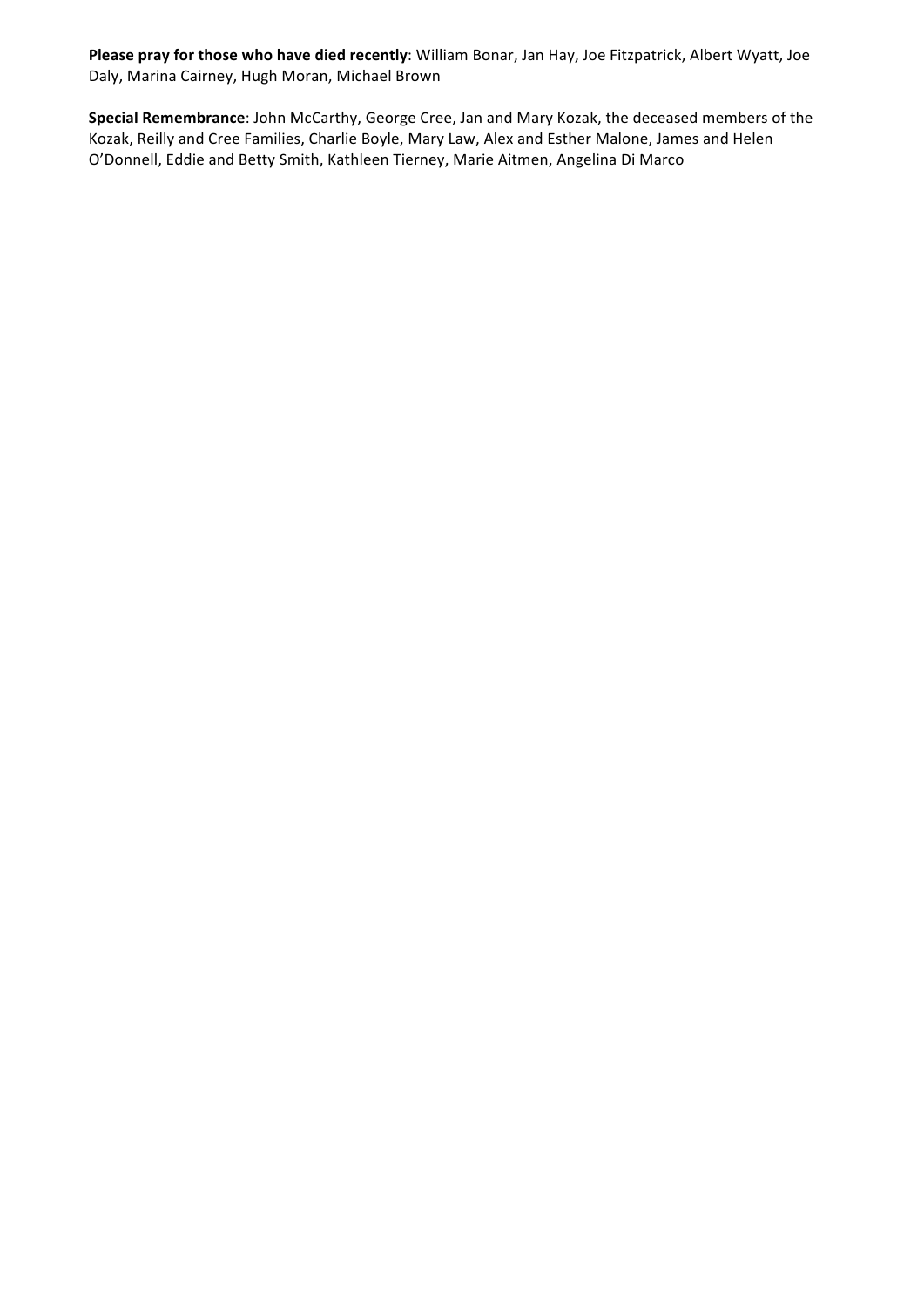**Please pray for those who have died recently**: William Bonar, Jan Hay, Joe Fitzpatrick, Albert Wyatt, Joe Daly, Marina Cairney, Hugh Moran, Michael Brown

**Special Remembrance**: John McCarthy, George Cree, Jan and Mary Kozak, the deceased members of the Kozak, Reilly and Cree Families, Charlie Boyle, Mary Law, Alex and Esther Malone, James and Helen O'Donnell, Eddie and Betty Smith, Kathleen Tierney, Marie Aitmen, Angelina Di Marco